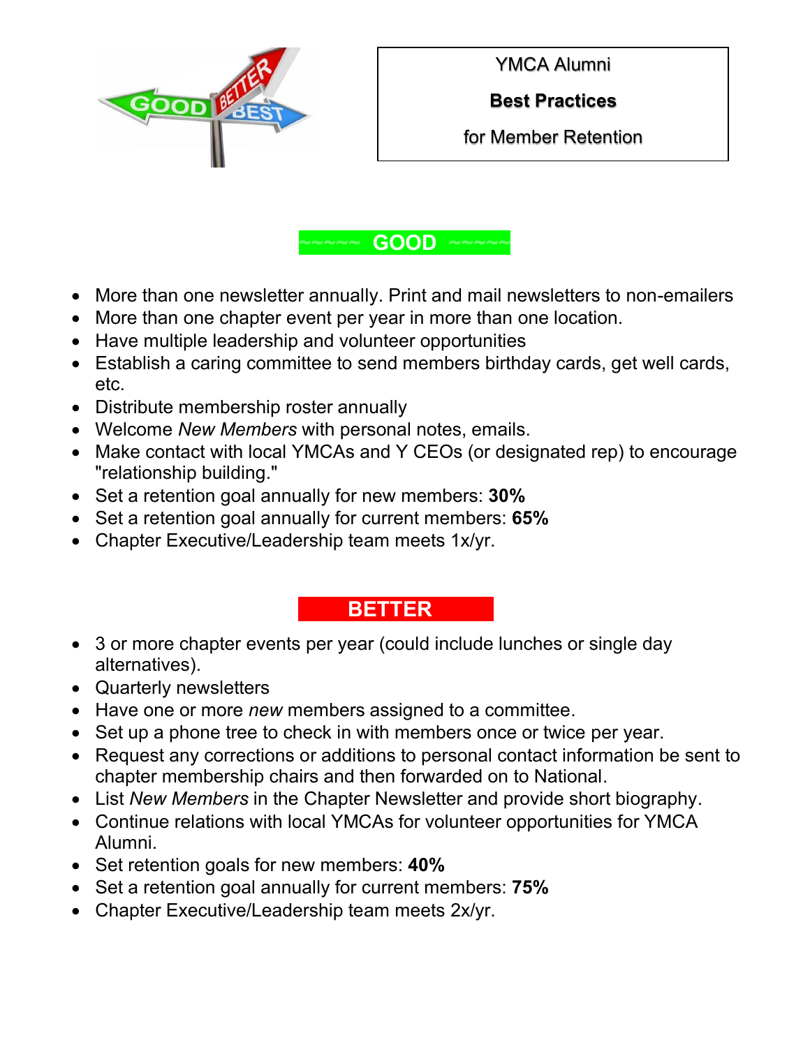YMCA Alumni

**Best Practices**

for Member Retention

## ~~~~~ GOOD ~~~~~

- More than one newsletter annually. Print and mail newsletters to non-emailers
- More than one chapter event per year in more than one location.
- Have multiple leadership and volunteer opportunities
- Establish a caring committee to send members birthday cards, get well cards, etc.
- Distribute membership roster annually
- Welcome *New Members* with personal notes, emails.
- Make contact with local YMCAs and Y CEOs (or designated rep) to encourage "relationship building."
- Set a retention goal annually for new members: **30%**
- Set a retention goal annually for current members: **65%**
- Chapter Executive/Leadership team meets 1x/yr.

## BETTER

- 3 or more chapter events per year (could include lunches or single day alternatives).
- Quarterly newsletters
- Have one or more *new* members assigned to a committee.
- Set up a phone tree to check in with members once or twice per year.
- Request any corrections or additions to personal contact information be sent to chapter membership chairs and then forwarded on to National.
- List *New Members* in the Chapter Newsletter and provide short biography.
- Continue relations with local YMCAs for volunteer opportunities for YMCA Alumni.
- Set retention goals for new members: **40%**
- Set a retention goal annually for current members: **75%**
- Chapter Executive/Leadership team meets 2x/yr.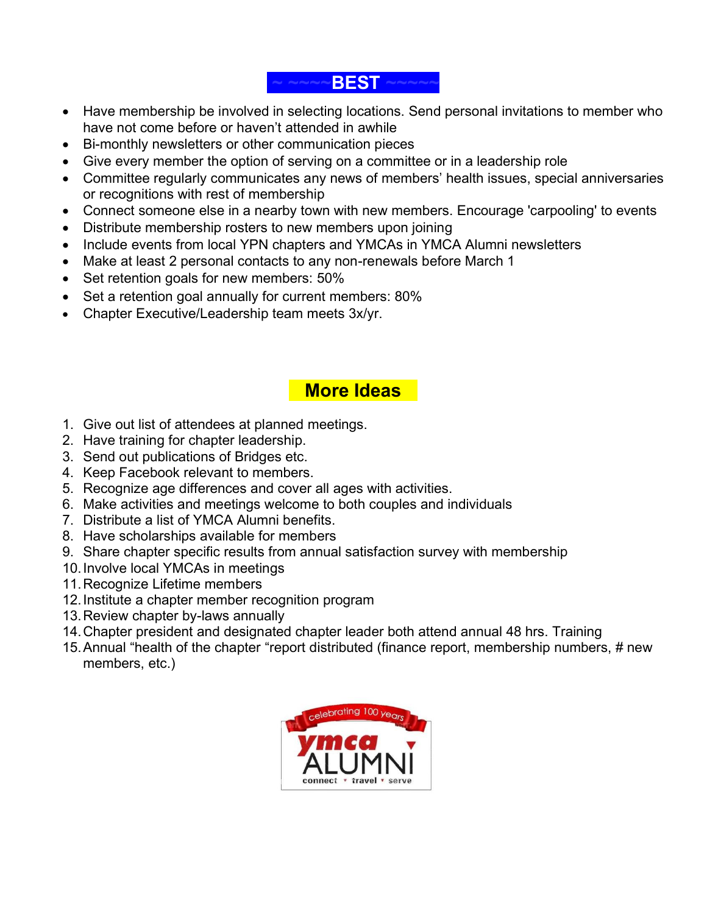## ~ ~~~~BEST ~~~~~

- Have membership be involved in selecting locations. Send personal invitations to member who have not come before or haven't attended in awhile
- Bi-monthly newsletters or other communication pieces
- Give every member the option of serving on a committee or in a leadership role
- Committee regularly communicates any news of members' health issues, special anniversaries or recognitions with rest of membership
- Connect someone else in a nearby town with new members. Encourage 'carpooling' to events
- Distribute membership rosters to new members upon joining
- Include events from local YPN chapters and YMCAs in YMCA Alumni newsletters
- Make at least 2 personal contacts to any non-renewals before March 1
- Set retention goals for new members: 50%
- Set a retention goal annually for current members: 80%
- Chapter Executive/Leadership team meets 3x/yr.

## More Ideas

1. Give out list of attendees at planned meetings.
2. Have training for chapter leadership.
3. Send out publications of Bridges etc.
4. Keep Facebook relevant to members.
5. Recognize age differences and cover all ages with activities.
6. Make activities and meetings welcome to both couples and individuals
7. Distribute a list of YMCA Alumni benefits.
8. Have scholarships available for members
9. Share chapter specific results from annual satisfaction survey with membership
10. Involve local YMCAs in meetings
11. Recognize Lifetime members
12. Institute a chapter member recognition program
13. Review chapter by-laws annually
14. Chapter president and designated chapter leader both attend annual 48 hrs. Training
15. Annual "health of the chapter "report distributed (finance report, membership numbers, # new members, etc.)

celebrating 100 years
ymca ALUMNI
connect • travel • serve